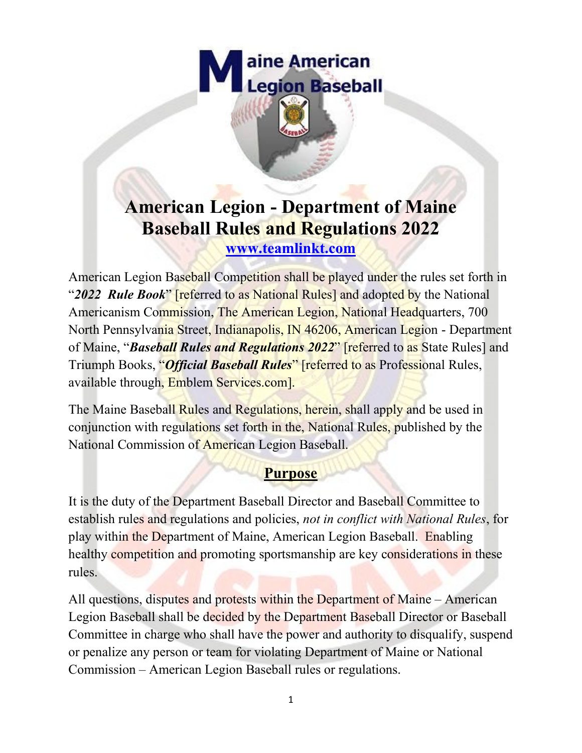# American Legion - Department of Maine Baseball Rules and Regulations 2022

**[www.teamlinkt.com](http://www.teamlinkt.com)**

American Legion Baseball Competition shall be played under the rules set forth in "***2022 Rule Book***" [referred to as National Rules] and adopted by the National Americanism Commission, The American Legion, National Headquarters, 700 North Pennsylvania Street, Indianapolis, IN 46206, American Legion - Department of Maine, "***Baseball Rules and Regulations 2022***" [referred to as State Rules] and Triumph Books, "***Official Baseball Rules***" [referred to as Professional Rules, available through, Emblem Services.com].

The Maine Baseball Rules and Regulations, herein, shall apply and be used in conjunction with regulations set forth in the, National Rules, published by the National Commission of American Legion Baseball.

## Purpose

It is the duty of the Department Baseball Director and Baseball Committee to establish rules and regulations and policies, *not in conflict with National Rules*, for play within the Department of Maine, American Legion Baseball. Enabling healthy competition and promoting sportsmanship are key considerations in these rules.

All questions, disputes and protests within the Department of Maine – American Legion Baseball shall be decided by the Department Baseball Director or Baseball Committee in charge who shall have the power and authority to disqualify, suspend or penalize any person or team for violating Department of Maine or National Commission – American Legion Baseball rules or regulations.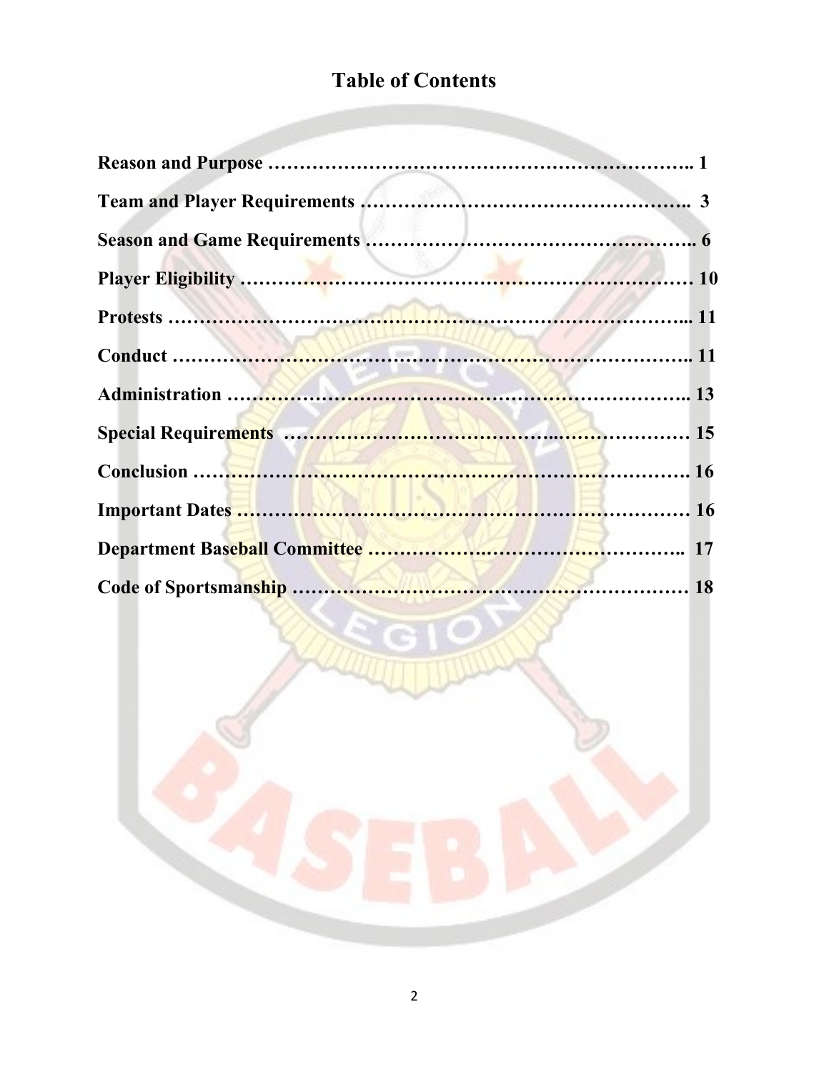# Table of Contents

| Section | Page |
| --- | --- |
| **Reason and Purpose** | **1** |
| **Team and Player Requirements** | **3** |
| **Season and Game Requirements** | **6** |
| **Player Eligibility** | **10** |
| **Protests** | **11** |
| **Conduct** | **11** |
| **Administration** | **13** |
| **Special Requirements** | **15** |
| **Conclusion** | **16** |
| **Important Dates** | **16** |
| **Department Baseball Committee** | **17** |
| **Code of Sportsmanship** | **18** |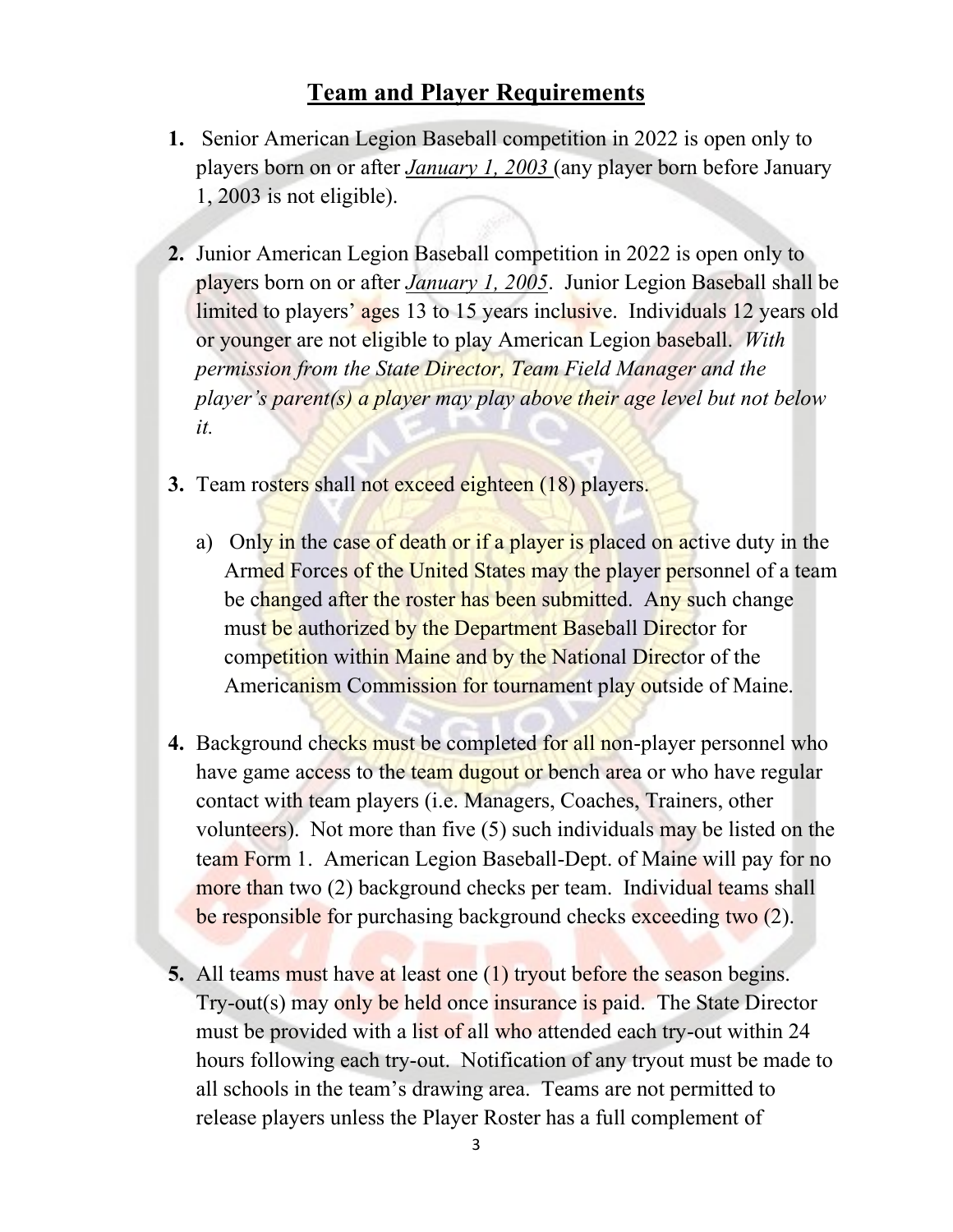## Team and Player Requirements

1. Senior American Legion Baseball competition in 2022 is open only to players born on or after ***January 1, 2003*** (any player born before January 1, 2003 is not eligible).

2. Junior American Legion Baseball competition in 2022 is open only to players born on or after ***January 1, 2005***. Junior Legion Baseball shall be limited to players' ages 13 to 15 years inclusive. Individuals 12 years old or younger are not eligible to play American Legion baseball. *With permission from the State Director, Team Field Manager and the player's parent(s) a player may play above their age level but not below it.*

3. Team rosters shall not exceed eighteen (18) players.

   a) Only in the case of death or if a player is placed on active duty in the Armed Forces of the United States may the player personnel of a team be changed after the roster has been submitted. Any such change must be authorized by the Department Baseball Director for competition within Maine and by the National Director of the Americanism Commission for tournament play outside of Maine.

4. Background checks must be completed for all non-player personnel who have game access to the team dugout or bench area or who have regular contact with team players (i.e. Managers, Coaches, Trainers, other volunteers). Not more than five (5) such individuals may be listed on the team Form 1. American Legion Baseball-Dept. of Maine will pay for no more than two (2) background checks per team. Individual teams shall be responsible for purchasing background checks exceeding two (2).

5. All teams must have at least one (1) tryout before the season begins. Try-out(s) may only be held once insurance is paid. The State Director must be provided with a list of all who attended each try-out within 24 hours following each try-out. Notification of any tryout must be made to all schools in the team's drawing area. Teams are not permitted to release players unless the Player Roster has a full complement of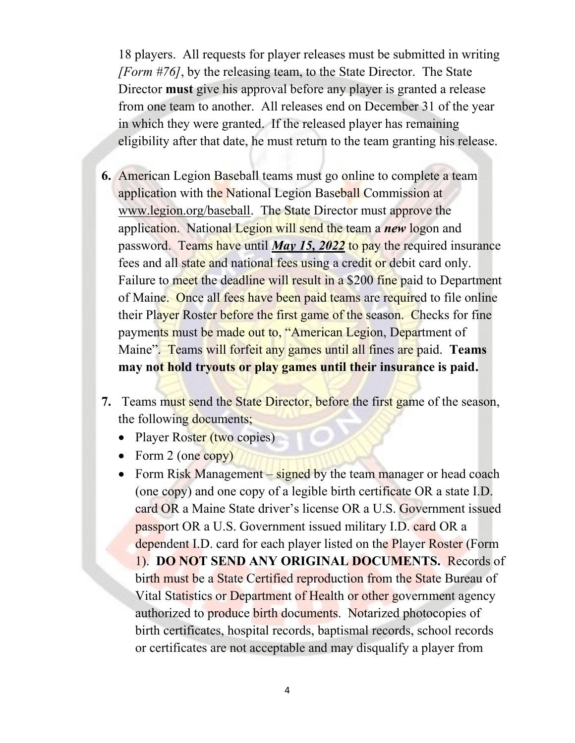18 players. All requests for player releases must be submitted in writing *[Form #76]*, by the releasing team, to the State Director. The State Director **must** give his approval before any player is granted a release from one team to another. All releases end on December 31 of the year in which they were granted. If the released player has remaining eligibility after that date, he must return to the team granting his release.

6. American Legion Baseball teams must go online to complete a team application with the National Legion Baseball Commission at www.legion.org/baseball. The State Director must approve the application. National Legion will send the team a ***new*** logon and password. Teams have until ***May 15, 2022*** to pay the required insurance fees and all state and national fees using a credit or debit card only. Failure to meet the deadline will result in a $200 fine paid to Department of Maine. Once all fees have been paid teams are required to file online their Player Roster before the first game of the season. Checks for fine payments must be made out to, "American Legion, Department of Maine". Teams will forfeit any games until all fines are paid. **Teams may not hold tryouts or play games until their insurance is paid.**

7. Teams must send the State Director, before the first game of the season, the following documents;
   - Player Roster (two copies)
   - Form 2 (one copy)
   - Form Risk Management – signed by the team manager or head coach (one copy) and one copy of a legible birth certificate OR a state I.D. card OR a Maine State driver's license OR a U.S. Government issued passport OR a U.S. Government issued military I.D. card OR a dependent I.D. card for each player listed on the Player Roster (Form 1). **DO NOT SEND ANY ORIGINAL DOCUMENTS.** Records of birth must be a State Certified reproduction from the State Bureau of Vital Statistics or Department of Health or other government agency authorized to produce birth documents. Notarized photocopies of birth certificates, hospital records, baptismal records, school records or certificates are not acceptable and may disqualify a player from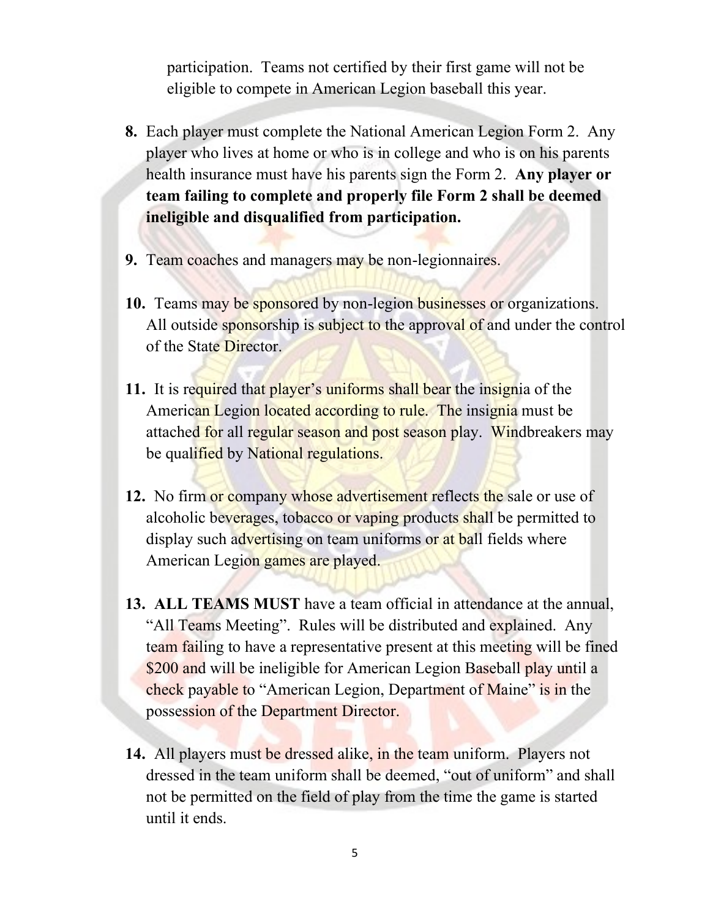participation. Teams not certified by their first game will not be eligible to compete in American Legion baseball this year.

**8.** Each player must complete the National American Legion Form 2. Any player who lives at home or who is in college and who is on his parents health insurance must have his parents sign the Form 2. **Any player or team failing to complete and properly file Form 2 shall be deemed ineligible and disqualified from participation.**

**9.** Team coaches and managers may be non-legionnaires.

**10.** Teams may be sponsored by non-legion businesses or organizations. All outside sponsorship is subject to the approval of and under the control of the State Director.

**11.** It is required that player's uniforms shall bear the insignia of the American Legion located according to rule. The insignia must be attached for all regular season and post season play. Windbreakers may be qualified by National regulations.

**12.** No firm or company whose advertisement reflects the sale or use of alcoholic beverages, tobacco or vaping products shall be permitted to display such advertising on team uniforms or at ball fields where American Legion games are played.

**13. ALL TEAMS MUST** have a team official in attendance at the annual, "All Teams Meeting". Rules will be distributed and explained. Any team failing to have a representative present at this meeting will be fined $200 and will be ineligible for American Legion Baseball play until a check payable to "American Legion, Department of Maine" is in the possession of the Department Director.

**14.** All players must be dressed alike, in the team uniform. Players not dressed in the team uniform shall be deemed, "out of uniform" and shall not be permitted on the field of play from the time the game is started until it ends.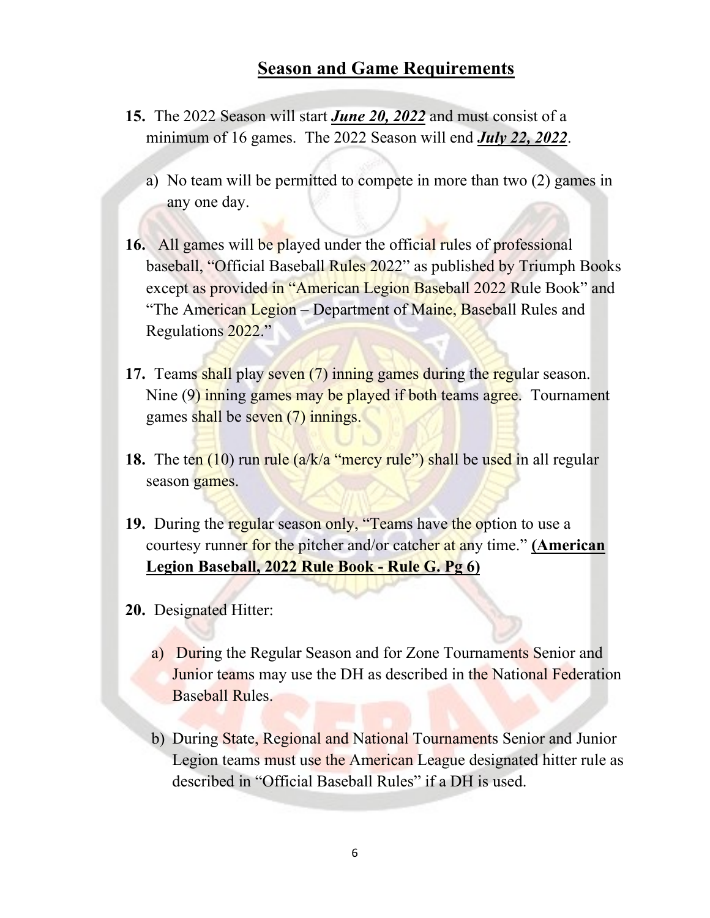## Season and Game Requirements

**15.** The 2022 Season will start ***June 20, 2022*** and must consist of a minimum of 16 games. The 2022 Season will end ***July 22, 2022***.

a) No team will be permitted to compete in more than two (2) games in any one day.

**16.** All games will be played under the official rules of professional baseball, "Official Baseball Rules 2022" as published by Triumph Books except as provided in "American Legion Baseball 2022 Rule Book" and "The American Legion – Department of Maine, Baseball Rules and Regulations 2022."

**17.** Teams shall play seven (7) inning games during the regular season. Nine (9) inning games may be played if both teams agree. Tournament games shall be seven (7) innings.

**18.** The ten (10) run rule (a/k/a "mercy rule") shall be used in all regular season games.

**19.** During the regular season only, "Teams have the option to use a courtesy runner for the pitcher and/or catcher at any time." **(American Legion Baseball, 2022 Rule Book - Rule G. Pg 6)**

**20.** Designated Hitter:

a) During the Regular Season and for Zone Tournaments Senior and Junior teams may use the DH as described in the National Federation Baseball Rules.

b) During State, Regional and National Tournaments Senior and Junior Legion teams must use the American League designated hitter rule as described in "Official Baseball Rules" if a DH is used.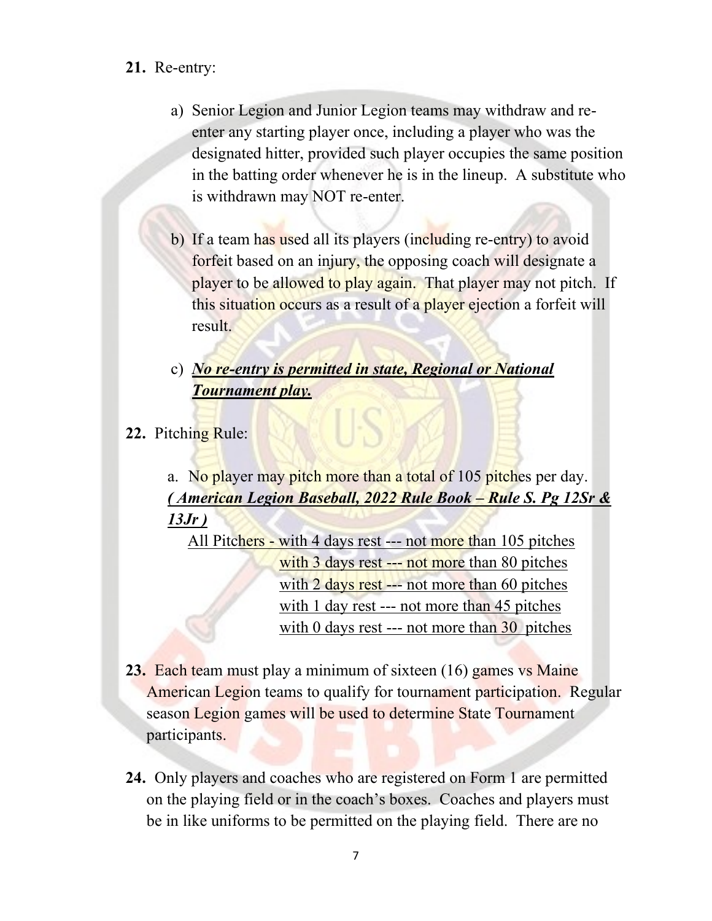**21.** Re-entry:

a) Senior Legion and Junior Legion teams may withdraw and re-enter any starting player once, including a player who was the designated hitter, provided such player occupies the same position in the batting order whenever he is in the lineup. A substitute who is withdrawn may NOT re-enter.

b) If a team has used all its players (including re-entry) to avoid forfeit based on an injury, the opposing coach will designate a player to be allowed to play again. That player may not pitch. If this situation occurs as a result of a player ejection a forfeit will result.

c) ***No re-entry is permitted in state, Regional or National Tournament play.***

**22.** Pitching Rule:

a. No player may pitch more than a total of 105 pitches per day. ***( American Legion Baseball, 2022 Rule Book – Rule S. Pg 12Sr & 13Jr )***

All Pitchers - with 4 days rest --- not more than 105 pitches
with 3 days rest --- not more than 80 pitches
with 2 days rest --- not more than 60 pitches
with 1 day rest --- not more than 45 pitches
with 0 days rest --- not more than 30 pitches

**23.** Each team must play a minimum of sixteen (16) games vs Maine American Legion teams to qualify for tournament participation. Regular season Legion games will be used to determine State Tournament participants.

**24.** Only players and coaches who are registered on Form 1 are permitted on the playing field or in the coach's boxes. Coaches and players must be in like uniforms to be permitted on the playing field. There are no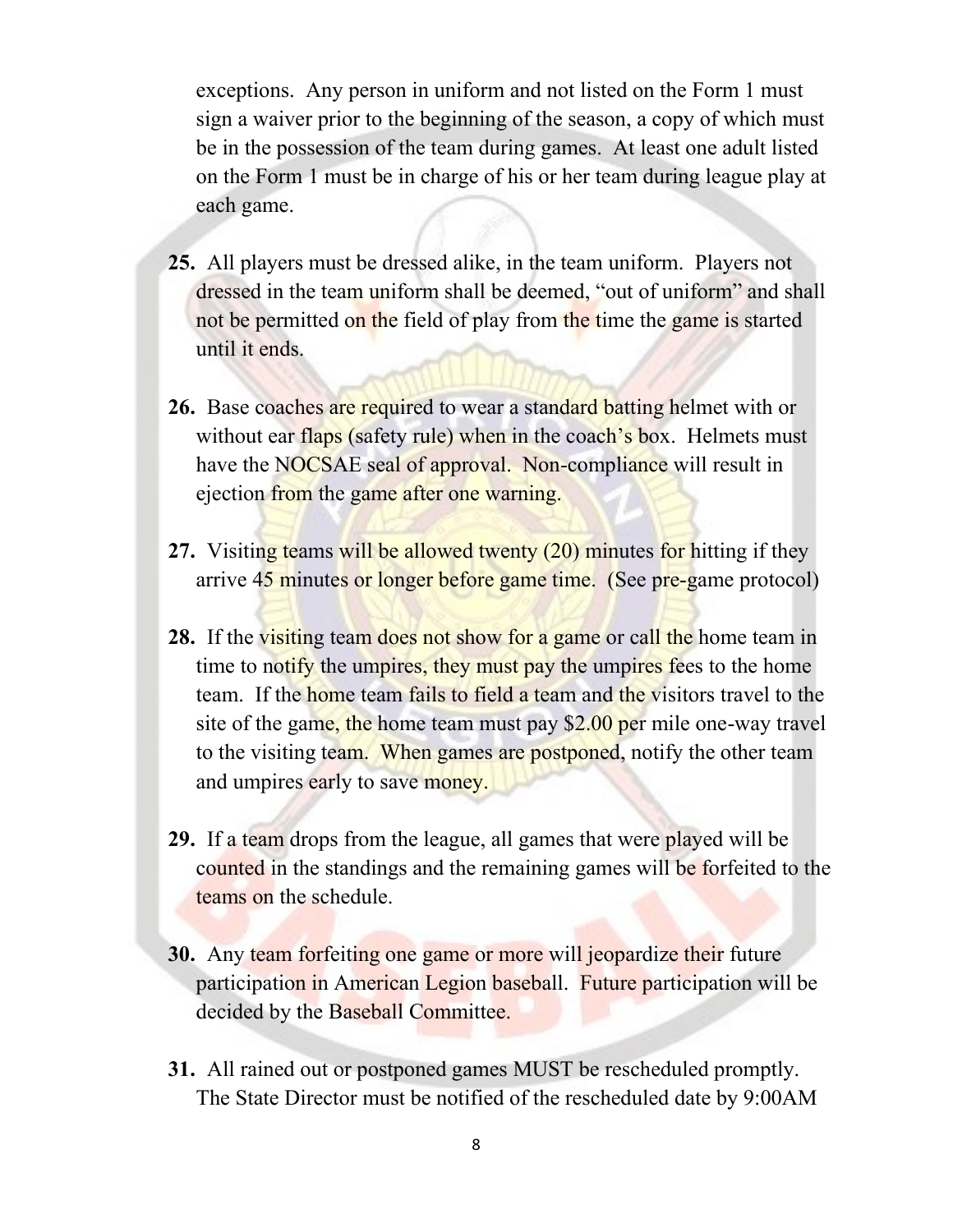exceptions. Any person in uniform and not listed on the Form 1 must sign a waiver prior to the beginning of the season, a copy of which must be in the possession of the team during games. At least one adult listed on the Form 1 must be in charge of his or her team during league play at each game.

**25.** All players must be dressed alike, in the team uniform. Players not dressed in the team uniform shall be deemed, "out of uniform" and shall not be permitted on the field of play from the time the game is started until it ends.

**26.** Base coaches are required to wear a standard batting helmet with or without ear flaps (safety rule) when in the coach's box. Helmets must have the NOCSAE seal of approval. Non-compliance will result in ejection from the game after one warning.

**27.** Visiting teams will be allowed twenty (20) minutes for hitting if they arrive 45 minutes or longer before game time. (See pre-game protocol)

**28.** If the visiting team does not show for a game or call the home team in time to notify the umpires, they must pay the umpires fees to the home team. If the home team fails to field a team and the visitors travel to the site of the game, the home team must pay $2.00 per mile one-way travel to the visiting team. When games are postponed, notify the other team and umpires early to save money.

**29.** If a team drops from the league, all games that were played will be counted in the standings and the remaining games will be forfeited to the teams on the schedule.

**30.** Any team forfeiting one game or more will jeopardize their future participation in American Legion baseball. Future participation will be decided by the Baseball Committee.

**31.** All rained out or postponed games MUST be rescheduled promptly. The State Director must be notified of the rescheduled date by 9:00AM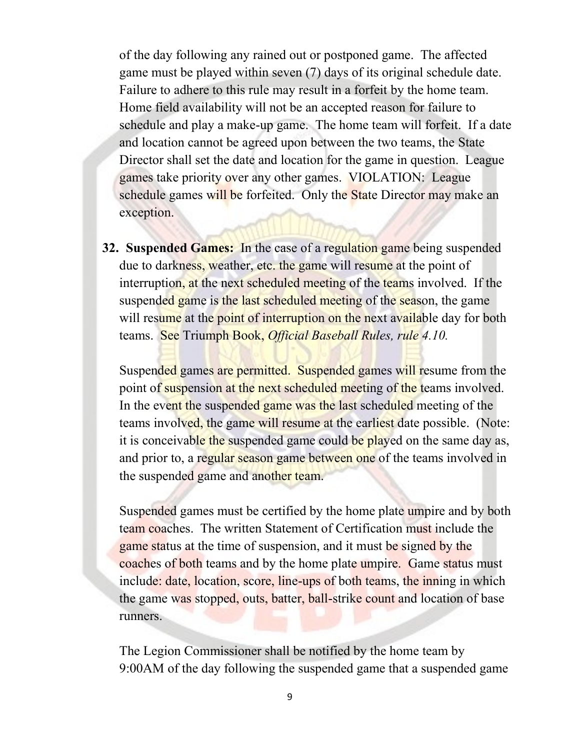of the day following any rained out or postponed game. The affected game must be played within seven (7) days of its original schedule date. Failure to adhere to this rule may result in a forfeit by the home team. Home field availability will not be an accepted reason for failure to schedule and play a make-up game. The home team will forfeit. If a date and location cannot be agreed upon between the two teams, the State Director shall set the date and location for the game in question. League games take priority over any other games. VIOLATION: League schedule games will be forfeited. Only the State Director may make an exception.

32. **Suspended Games:** In the case of a regulation game being suspended due to darkness, weather, etc. the game will resume at the point of interruption, at the next scheduled meeting of the teams involved. If the suspended game is the last scheduled meeting of the season, the game will resume at the point of interruption on the next available day for both teams. See Triumph Book, *Official Baseball Rules, rule 4.10.*

    Suspended games are permitted. Suspended games will resume from the point of suspension at the next scheduled meeting of the teams involved. In the event the suspended game was the last scheduled meeting of the teams involved, the game will resume at the earliest date possible. (Note: it is conceivable the suspended game could be played on the same day as, and prior to, a regular season game between one of the teams involved in the suspended game and another team.

    Suspended games must be certified by the home plate umpire and by both team coaches. The written Statement of Certification must include the game status at the time of suspension, and it must be signed by the coaches of both teams and by the home plate umpire. Game status must include: date, location, score, line-ups of both teams, the inning in which the game was stopped, outs, batter, ball-strike count and location of base runners.

    The Legion Commissioner shall be notified by the home team by 9:00AM of the day following the suspended game that a suspended game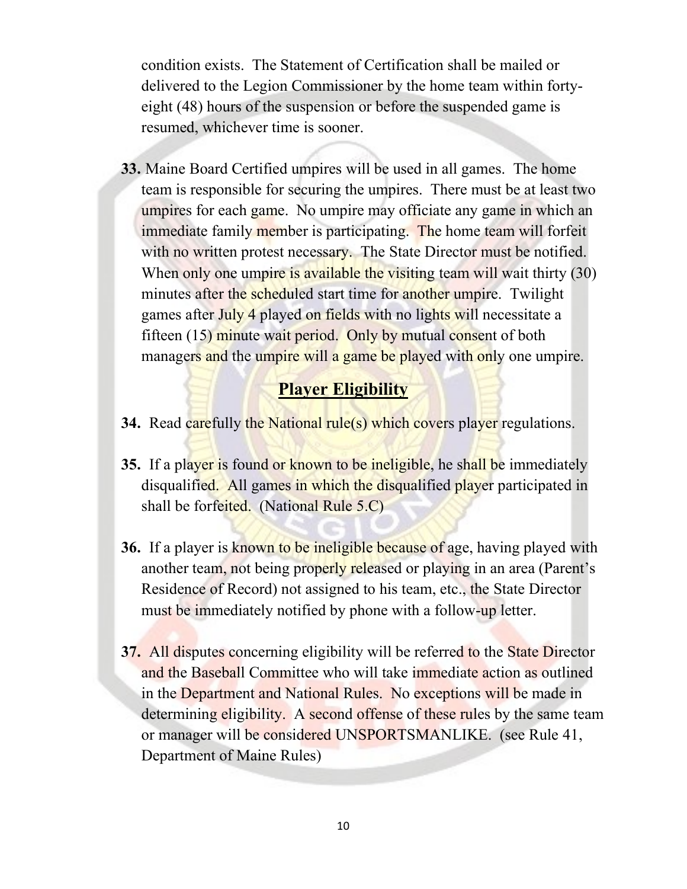condition exists. The Statement of Certification shall be mailed or delivered to the Legion Commissioner by the home team within forty-eight (48) hours of the suspension or before the suspended game is resumed, whichever time is sooner.

**33.** Maine Board Certified umpires will be used in all games. The home team is responsible for securing the umpires. There must be at least two umpires for each game. No umpire may officiate any game in which an immediate family member is participating. The home team will forfeit with no written protest necessary. The State Director must be notified. When only one umpire is available the visiting team will wait thirty (30) minutes after the scheduled start time for another umpire. Twilight games after July 4 played on fields with no lights will necessitate a fifteen (15) minute wait period. Only by mutual consent of both managers and the umpire will a game be played with only one umpire.

## Player Eligibility

**34.** Read carefully the National rule(s) which covers player regulations.

**35.** If a player is found or known to be ineligible, he shall be immediately disqualified. All games in which the disqualified player participated in shall be forfeited. (National Rule 5.C)

**36.** If a player is known to be ineligible because of age, having played with another team, not being properly released or playing in an area (Parent's Residence of Record) not assigned to his team, etc., the State Director must be immediately notified by phone with a follow-up letter.

**37.** All disputes concerning eligibility will be referred to the State Director and the Baseball Committee who will take immediate action as outlined in the Department and National Rules. No exceptions will be made in determining eligibility. A second offense of these rules by the same team or manager will be considered UNSPORTSMANLIKE. (see Rule 41, Department of Maine Rules)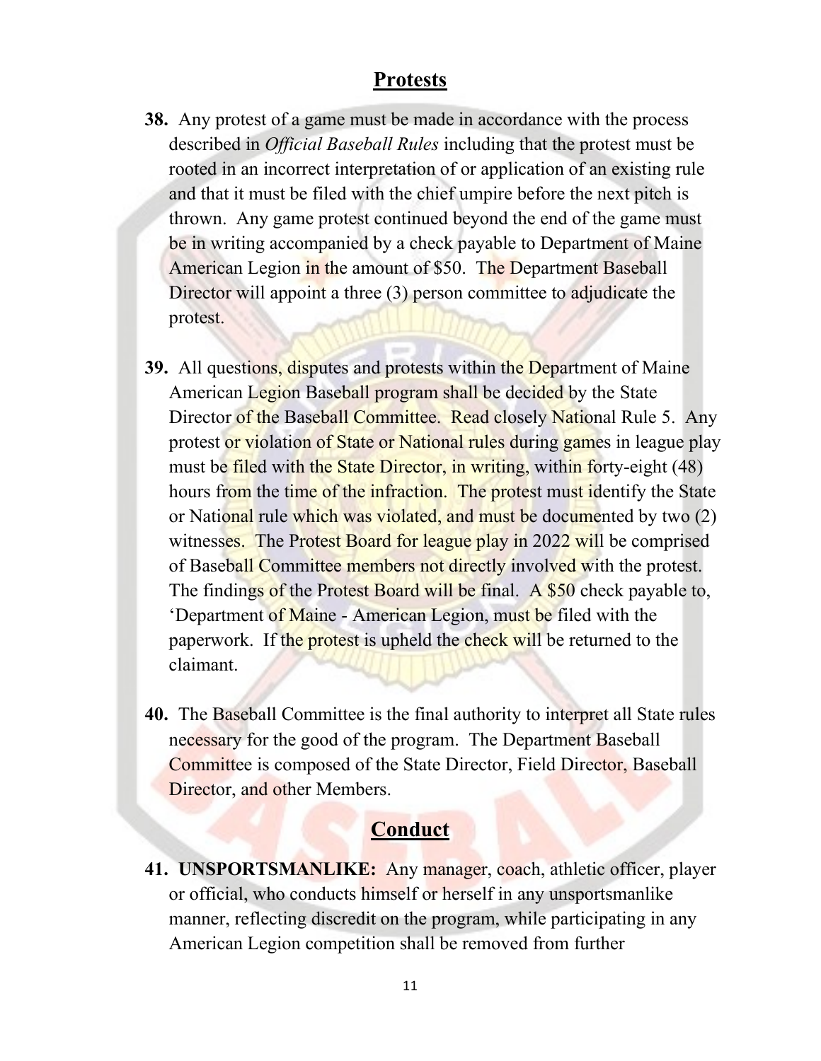## Protests

**38.** Any protest of a game must be made in accordance with the process described in *Official Baseball Rules* including that the protest must be rooted in an incorrect interpretation of or application of an existing rule and that it must be filed with the chief umpire before the next pitch is thrown. Any game protest continued beyond the end of the game must be in writing accompanied by a check payable to Department of Maine American Legion in the amount of $50. The Department Baseball Director will appoint a three (3) person committee to adjudicate the protest.

**39.** All questions, disputes and protests within the Department of Maine American Legion Baseball program shall be decided by the State Director of the Baseball Committee. Read closely National Rule 5. Any protest or violation of State or National rules during games in league play must be filed with the State Director, in writing, within forty-eight (48) hours from the time of the infraction. The protest must identify the State or National rule which was violated, and must be documented by two (2) witnesses. The Protest Board for league play in 2022 will be comprised of Baseball Committee members not directly involved with the protest. The findings of the Protest Board will be final. A $50 check payable to, 'Department of Maine - American Legion, must be filed with the paperwork. If the protest is upheld the check will be returned to the claimant.

**40.** The Baseball Committee is the final authority to interpret all State rules necessary for the good of the program. The Department Baseball Committee is composed of the State Director, Field Director, Baseball Director, and other Members.

## Conduct

**41. UNSPORTSMANLIKE:** Any manager, coach, athletic officer, player or official, who conducts himself or herself in any unsportsmanlike manner, reflecting discredit on the program, while participating in any American Legion competition shall be removed from further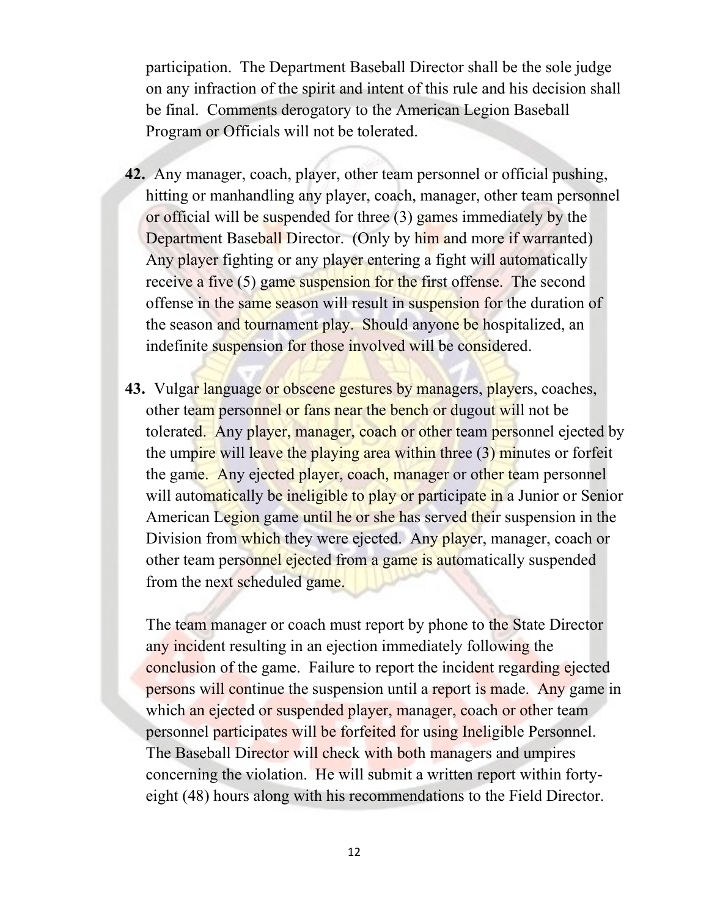participation. The Department Baseball Director shall be the sole judge on any infraction of the spirit and intent of this rule and his decision shall be final. Comments derogatory to the American Legion Baseball Program or Officials will not be tolerated.

**42.** Any manager, coach, player, other team personnel or official pushing, hitting or manhandling any player, coach, manager, other team personnel or official will be suspended for three (3) games immediately by the Department Baseball Director. (Only by him and more if warranted) Any player fighting or any player entering a fight will automatically receive a five (5) game suspension for the first offense. The second offense in the same season will result in suspension for the duration of the season and tournament play. Should anyone be hospitalized, an indefinite suspension for those involved will be considered.

**43.** Vulgar language or obscene gestures by managers, players, coaches, other team personnel or fans near the bench or dugout will not be tolerated. Any player, manager, coach or other team personnel ejected by the umpire will leave the playing area within three (3) minutes or forfeit the game. Any ejected player, coach, manager or other team personnel will automatically be ineligible to play or participate in a Junior or Senior American Legion game until he or she has served their suspension in the Division from which they were ejected. Any player, manager, coach or other team personnel ejected from a game is automatically suspended from the next scheduled game.

The team manager or coach must report by phone to the State Director any incident resulting in an ejection immediately following the conclusion of the game. Failure to report the incident regarding ejected persons will continue the suspension until a report is made. Any game in which an ejected or suspended player, manager, coach or other team personnel participates will be forfeited for using Ineligible Personnel. The Baseball Director will check with both managers and umpires concerning the violation. He will submit a written report within forty-eight (48) hours along with his recommendations to the Field Director.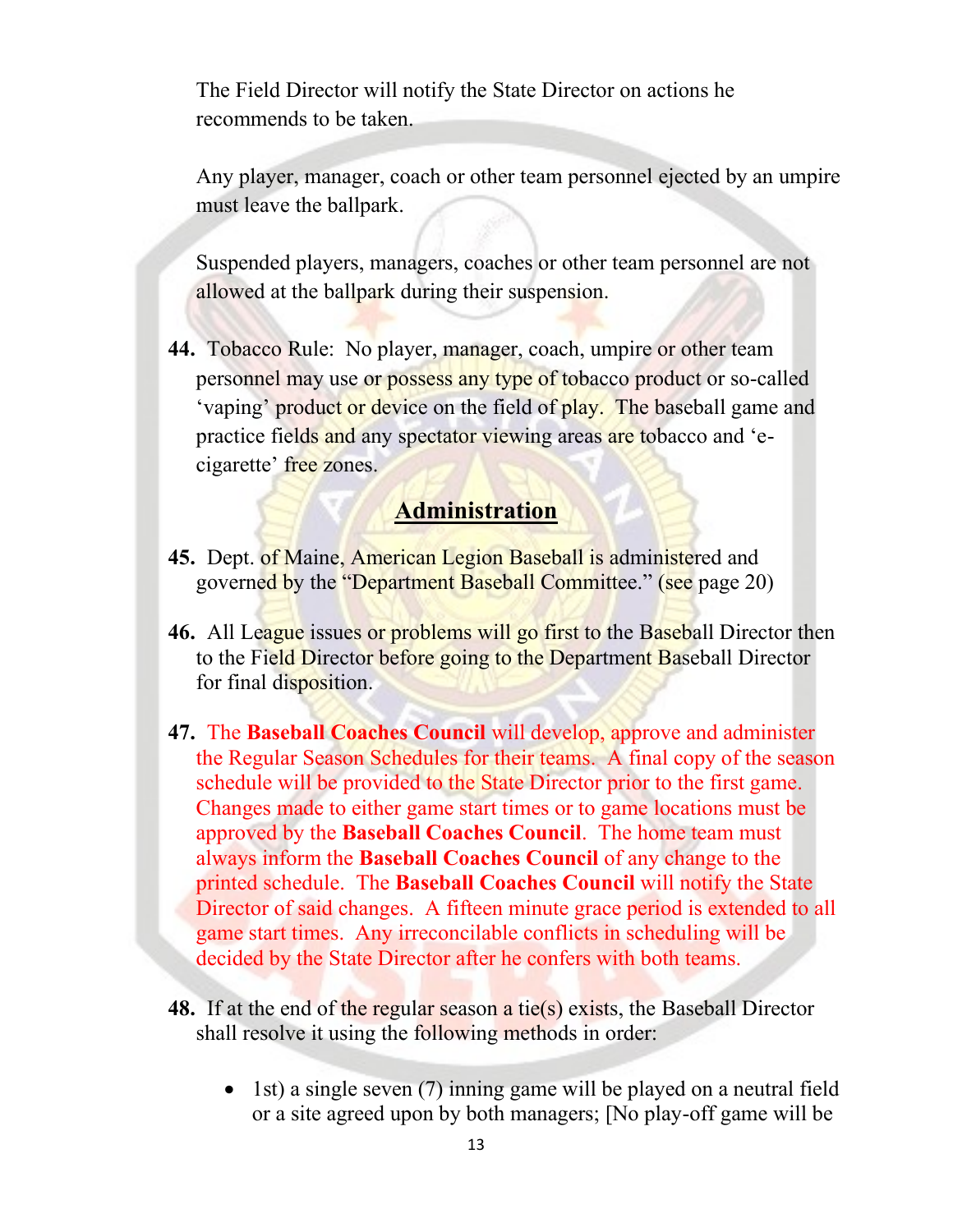The Field Director will notify the State Director on actions he recommends to be taken.

Any player, manager, coach or other team personnel ejected by an umpire must leave the ballpark.

Suspended players, managers, coaches or other team personnel are not allowed at the ballpark during their suspension.

**44.** Tobacco Rule: No player, manager, coach, umpire or other team personnel may use or possess any type of tobacco product or so-called 'vaping' product or device on the field of play. The baseball game and practice fields and any spectator viewing areas are tobacco and 'e-cigarette' free zones.

## Administration

**45.** Dept. of Maine, American Legion Baseball is administered and governed by the "Department Baseball Committee." (see page 20)

**46.** All League issues or problems will go first to the Baseball Director then to the Field Director before going to the Department Baseball Director for final disposition.

**47.** The **Baseball Coaches Council** will develop, approve and administer the Regular Season Schedules for their teams. A final copy of the season schedule will be provided to the State Director prior to the first game. Changes made to either game start times or to game locations must be approved by the **Baseball Coaches Council**. The home team must always inform the **Baseball Coaches Council** of any change to the printed schedule. The **Baseball Coaches Council** will notify the State Director of said changes. A fifteen minute grace period is extended to all game start times. Any irreconcilable conflicts in scheduling will be decided by the State Director after he confers with both teams.

**48.** If at the end of the regular season a tie(s) exists, the Baseball Director shall resolve it using the following methods in order:

- 1st) a single seven (7) inning game will be played on a neutral field or a site agreed upon by both managers; [No play-off game will be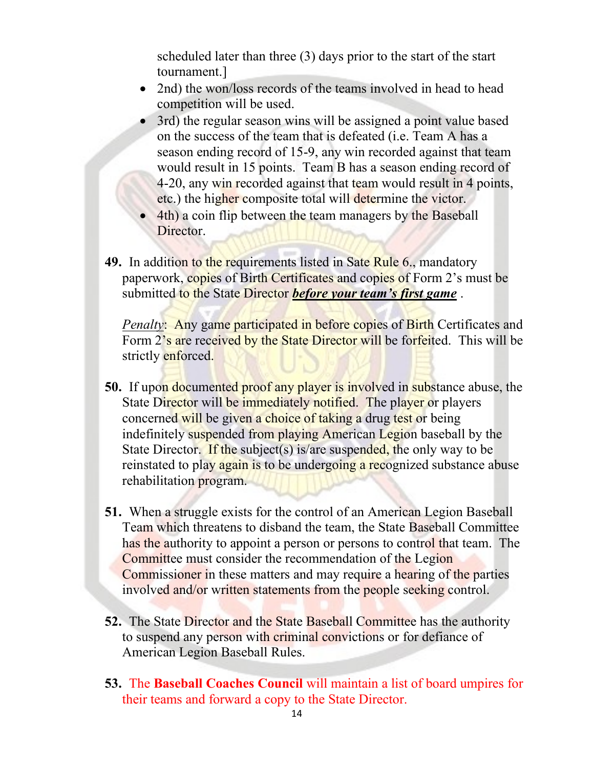scheduled later than three (3) days prior to the start of the start tournament.]

- 2nd) the won/loss records of the teams involved in head to head competition will be used.
- 3rd) the regular season wins will be assigned a point value based on the success of the team that is defeated (i.e. Team A has a season ending record of 15-9, any win recorded against that team would result in 15 points. Team B has a season ending record of 4-20, any win recorded against that team would result in 4 points, etc.) the higher composite total will determine the victor.
- 4th) a coin flip between the team managers by the Baseball Director.

**49.** In addition to the requirements listed in Sate Rule 6., mandatory paperwork, copies of Birth Certificates and copies of Form 2's must be submitted to the State Director ***before your team's first game*** .

*Penalty*: Any game participated in before copies of Birth Certificates and Form 2's are received by the State Director will be forfeited. This will be strictly enforced.

**50.** If upon documented proof any player is involved in substance abuse, the State Director will be immediately notified. The player or players concerned will be given a choice of taking a drug test or being indefinitely suspended from playing American Legion baseball by the State Director. If the subject(s) is/are suspended, the only way to be reinstated to play again is to be undergoing a recognized substance abuse rehabilitation program.

**51.** When a struggle exists for the control of an American Legion Baseball Team which threatens to disband the team, the State Baseball Committee has the authority to appoint a person or persons to control that team. The Committee must consider the recommendation of the Legion Commissioner in these matters and may require a hearing of the parties involved and/or written statements from the people seeking control.

**52.** The State Director and the State Baseball Committee has the authority to suspend any person with criminal convictions or for defiance of American Legion Baseball Rules.

**53.** The **Baseball Coaches Council** will maintain a list of board umpires for their teams and forward a copy to the State Director.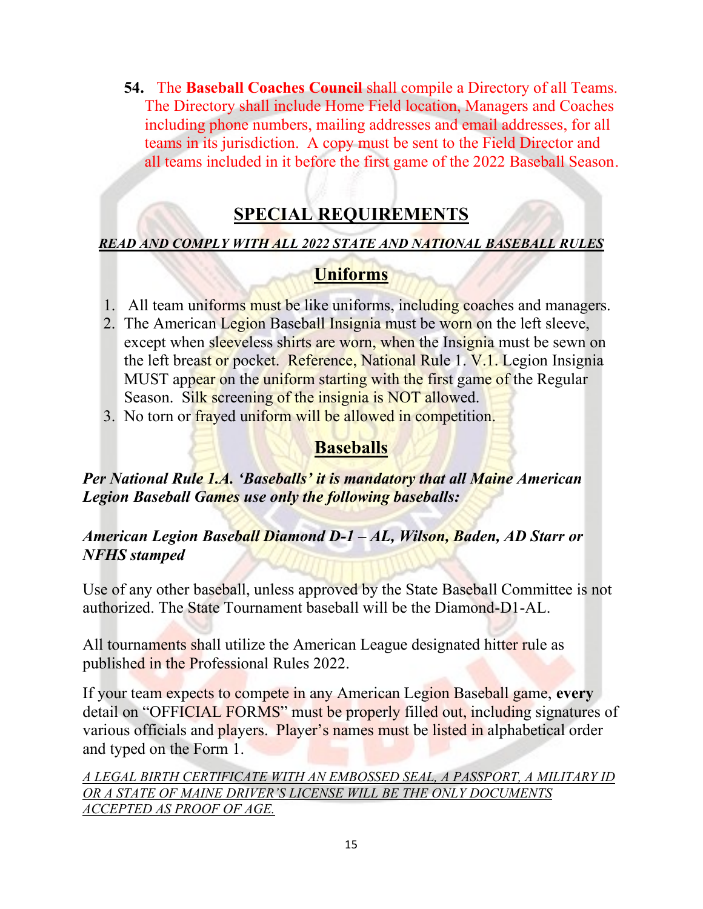54. The **Baseball Coaches Council** shall compile a Directory of all Teams. The Directory shall include Home Field location, Managers and Coaches including phone numbers, mailing addresses and email addresses, for all teams in its jurisdiction. A copy must be sent to the Field Director and all teams included in it before the first game of the 2022 Baseball Season.

## SPECIAL REQUIREMENTS

***READ AND COMPLY WITH ALL 2022 STATE AND NATIONAL BASEBALL RULES***

### Uniforms

1. All team uniforms must be like uniforms, including coaches and managers.
2. The American Legion Baseball Insignia must be worn on the left sleeve, except when sleeveless shirts are worn, when the Insignia must be sewn on the left breast or pocket. Reference, National Rule 1. V.1. Legion Insignia MUST appear on the uniform starting with the first game of the Regular Season. Silk screening of the insignia is NOT allowed.
3. No torn or frayed uniform will be allowed in competition.

### Baseballs

***Per National Rule 1.A. 'Baseballs' it is mandatory that all Maine American Legion Baseball Games use only the following baseballs:***

***American Legion Baseball Diamond D-1 – AL, Wilson, Baden, AD Starr or NFHS stamped***

Use of any other baseball, unless approved by the State Baseball Committee is not authorized. The State Tournament baseball will be the Diamond-D1-AL.

All tournaments shall utilize the American League designated hitter rule as published in the Professional Rules 2022.

If your team expects to compete in any American Legion Baseball game, **every** detail on "OFFICIAL FORMS" must be properly filled out, including signatures of various officials and players. Player's names must be listed in alphabetical order and typed on the Form 1.

*A LEGAL BIRTH CERTIFICATE WITH AN EMBOSSED SEAL, A PASSPORT, A MILITARY ID OR A STATE OF MAINE DRIVER'S LICENSE WILL BE THE ONLY DOCUMENTS ACCEPTED AS PROOF OF AGE.*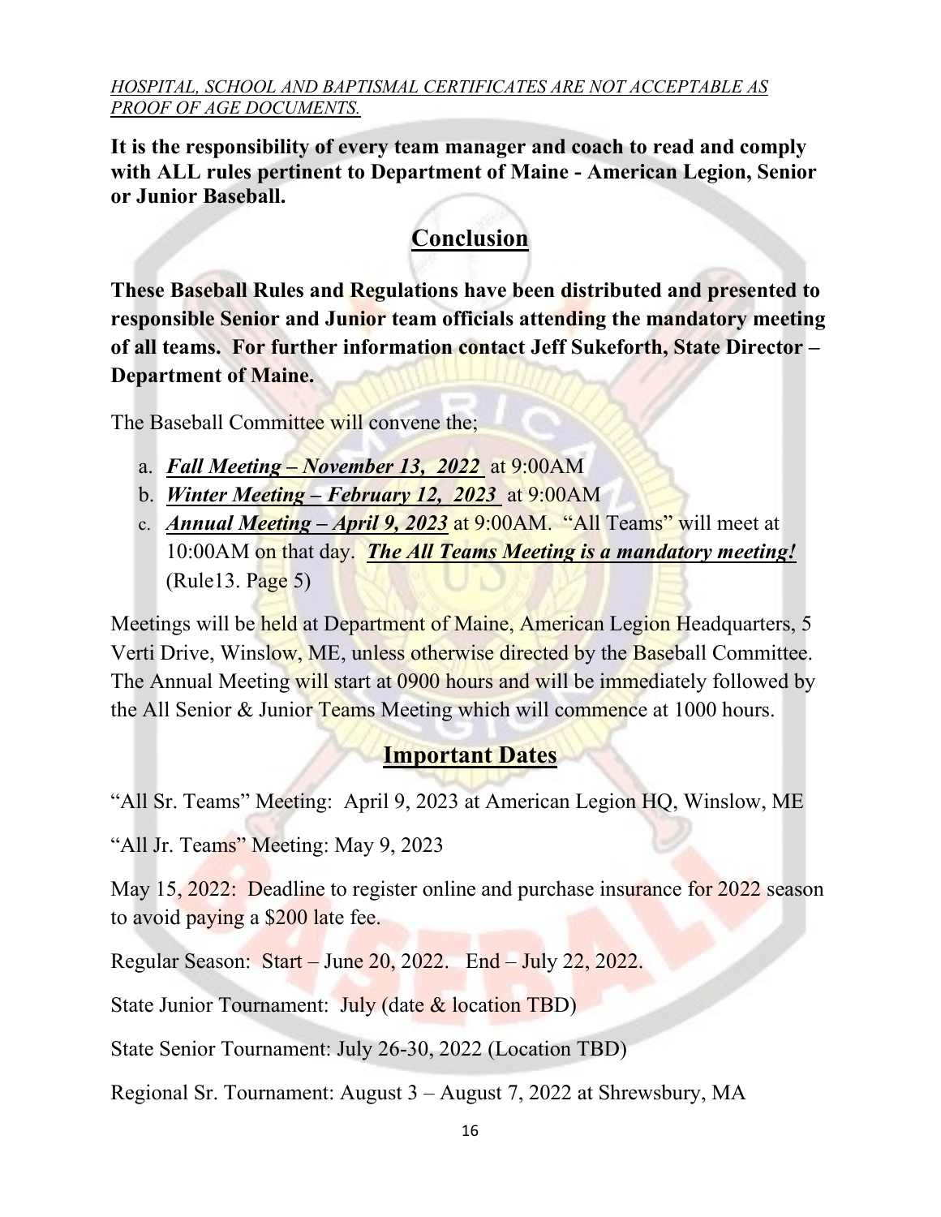*HOSPITAL, SCHOOL AND BAPTISMAL CERTIFICATES ARE NOT ACCEPTABLE AS PROOF OF AGE DOCUMENTS.*

**It is the responsibility of every team manager and coach to read and comply with ALL rules pertinent to Department of Maine - American Legion, Senior or Junior Baseball.**

## Conclusion

**These Baseball Rules and Regulations have been distributed and presented to responsible Senior and Junior team officials attending the mandatory meeting of all teams. For further information contact Jeff Sukeforth, State Director – Department of Maine.**

The Baseball Committee will convene the;

a. ***Fall Meeting – November 13, 2022*** at 9:00AM
b. ***Winter Meeting – February 12, 2023*** at 9:00AM
c. ***Annual Meeting – April 9, 2023*** at 9:00AM. "All Teams" will meet at 10:00AM on that day. ***The All Teams Meeting is a mandatory meeting!*** (Rule13. Page 5)

Meetings will be held at Department of Maine, American Legion Headquarters, 5 Verti Drive, Winslow, ME, unless otherwise directed by the Baseball Committee. The Annual Meeting will start at 0900 hours and will be immediately followed by the All Senior & Junior Teams Meeting which will commence at 1000 hours.

## Important Dates

"All Sr. Teams" Meeting: April 9, 2023 at American Legion HQ, Winslow, ME

"All Jr. Teams" Meeting: May 9, 2023

May 15, 2022: Deadline to register online and purchase insurance for 2022 season to avoid paying a $200 late fee.

Regular Season: Start – June 20, 2022. End – July 22, 2022.

State Junior Tournament: July (date & location TBD)

State Senior Tournament: July 26-30, 2022 (Location TBD)

Regional Sr. Tournament: August 3 – August 7, 2022 at Shrewsbury, MA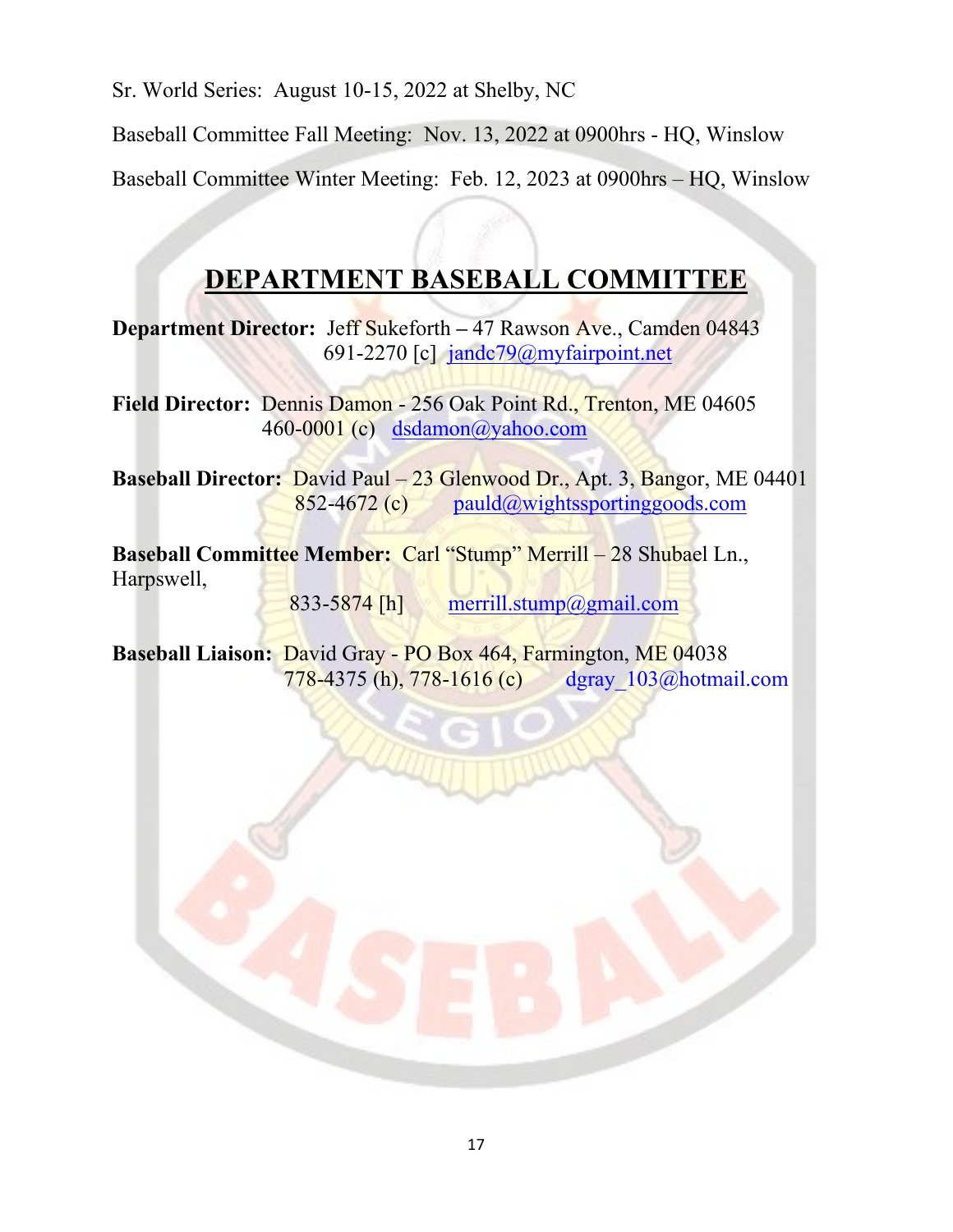Sr. World Series: August 10-15, 2022 at Shelby, NC

Baseball Committee Fall Meeting: Nov. 13, 2022 at 0900hrs - HQ, Winslow

Baseball Committee Winter Meeting: Feb. 12, 2023 at 0900hrs – HQ, Winslow

## DEPARTMENT BASEBALL COMMITTEE

**Department Director:** Jeff Sukeforth – 47 Rawson Ave., Camden 04843
691-2270 [c] jandc79@myfairpoint.net

**Field Director:** Dennis Damon - 256 Oak Point Rd., Trenton, ME 04605
460-0001 (c) dsdamon@yahoo.com

**Baseball Director:** David Paul – 23 Glenwood Dr., Apt. 3, Bangor, ME 04401
852-4672 (c) pauld@wightssportinggoods.com

**Baseball Committee Member:** Carl "Stump" Merrill – 28 Shubael Ln., Harpswell,
833-5874 [h] merrill.stump@gmail.com

**Baseball Liaison:** David Gray - PO Box 464, Farmington, ME 04038
778-4375 (h), 778-1616 (c) dgray_103@hotmail.com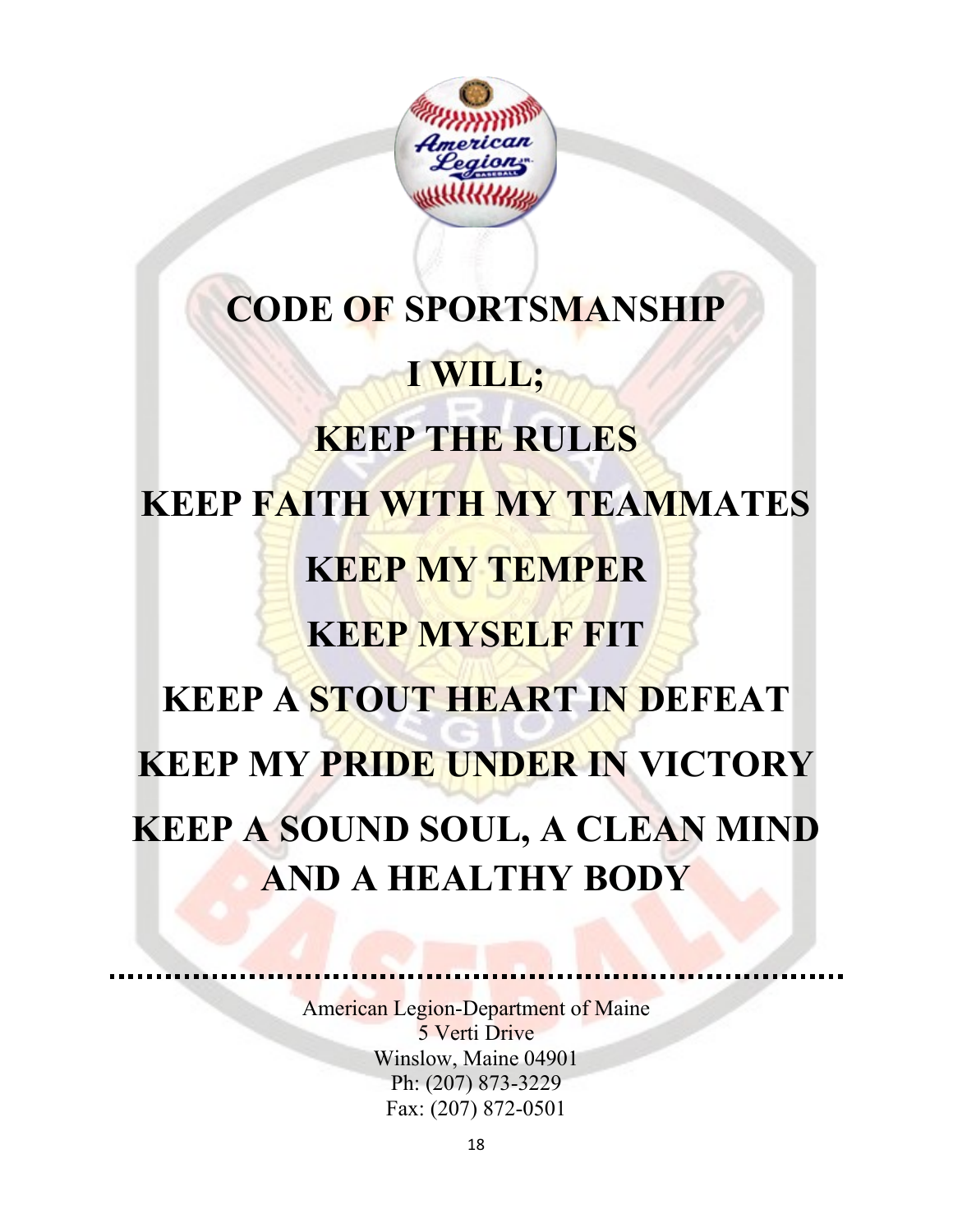# CODE OF SPORTSMANSHIP

**I WILL;**

**KEEP THE RULES**

**KEEP FAITH WITH MY TEAMMATES**

**KEEP MY TEMPER**

**KEEP MYSELF FIT**

**KEEP A STOUT HEART IN DEFEAT**

**KEEP MY PRIDE UNDER IN VICTORY**

**KEEP A SOUND SOUL, A CLEAN MIND AND A HEALTHY BODY**

---

American Legion-Department of Maine
5 Verti Drive
Winslow, Maine 04901
Ph: (207) 873-3229
Fax: (207) 872-0501